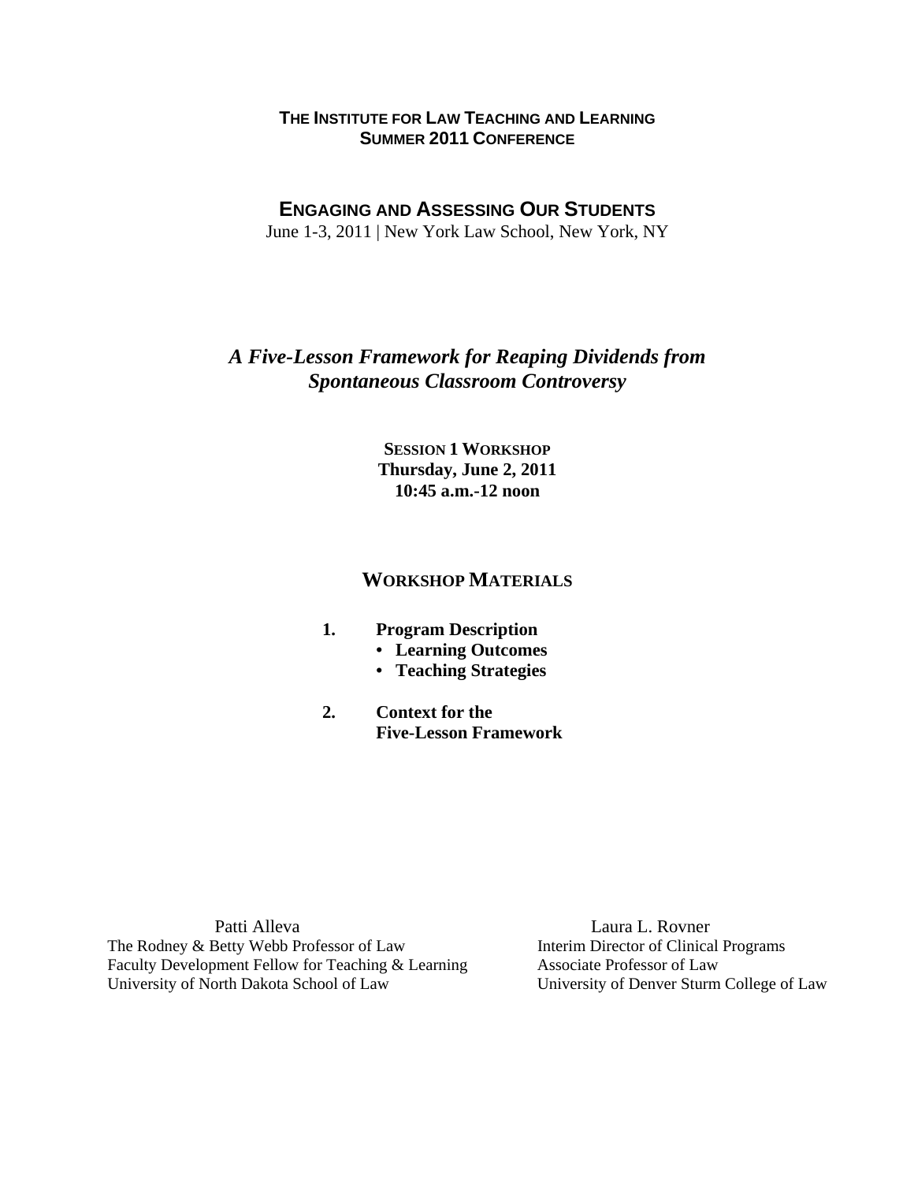**THE INSTITUTE FOR LAW TEACHING AND LEARNING**
**SUMMER 2011 CONFERENCE**

**ENGAGING AND ASSESSING OUR STUDENTS**
June 1-3, 2011 | New York Law School, New York, NY

# *A Five-Lesson Framework for Reaping Dividends from Spontaneous Classroom Controversy*

**SESSION 1 WORKSHOP**
**Thursday, June 2, 2011**
**10:45 a.m.-12 noon**

## WORKSHOP MATERIALS

1. **Program Description**
   - **Learning Outcomes**
   - **Teaching Strategies**
2. **Context for the Five-Lesson Framework**

Patti Alleva
The Rodney & Betty Webb Professor of Law
Faculty Development Fellow for Teaching & Learning
University of North Dakota School of Law

Laura L. Rovner
Interim Director of Clinical Programs
Associate Professor of Law
University of Denver Sturm College of Law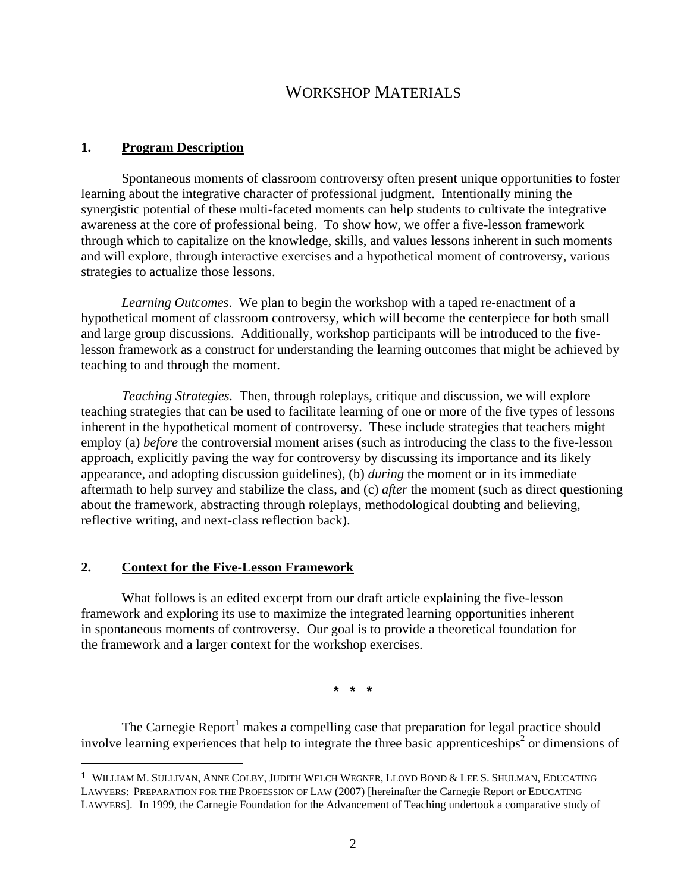# WORKSHOP MATERIALS

## 1. Program Description

Spontaneous moments of classroom controversy often present unique opportunities to foster learning about the integrative character of professional judgment. Intentionally mining the synergistic potential of these multi-faceted moments can help students to cultivate the integrative awareness at the core of professional being. To show how, we offer a five-lesson framework through which to capitalize on the knowledge, skills, and values lessons inherent in such moments and will explore, through interactive exercises and a hypothetical moment of controversy, various strategies to actualize those lessons.

*Learning Outcomes*. We plan to begin the workshop with a taped re-enactment of a hypothetical moment of classroom controversy, which will become the centerpiece for both small and large group discussions. Additionally, workshop participants will be introduced to the five-lesson framework as a construct for understanding the learning outcomes that might be achieved by teaching to and through the moment.

*Teaching Strategies.* Then, through roleplays, critique and discussion, we will explore teaching strategies that can be used to facilitate learning of one or more of the five types of lessons inherent in the hypothetical moment of controversy. These include strategies that teachers might employ (a) *before* the controversial moment arises (such as introducing the class to the five-lesson approach, explicitly paving the way for controversy by discussing its importance and its likely appearance, and adopting discussion guidelines), (b) *during* the moment or in its immediate aftermath to help survey and stabilize the class, and (c) *after* the moment (such as direct questioning about the framework, abstracting through roleplays, methodological doubting and believing, reflective writing, and next-class reflection back).

## 2. Context for the Five-Lesson Framework

What follows is an edited excerpt from our draft article explaining the five-lesson framework and exploring its use to maximize the integrated learning opportunities inherent in spontaneous moments of controversy. Our goal is to provide a theoretical foundation for the framework and a larger context for the workshop exercises.

\* \* \*

The Carnegie Report[1] makes a compelling case that preparation for legal practice should involve learning experiences that help to integrate the three basic apprenticeships[2] or dimensions of

---

[1] WILLIAM M. SULLIVAN, ANNE COLBY, JUDITH WELCH WEGNER, LLOYD BOND & LEE S. SHULMAN, EDUCATING LAWYERS: PREPARATION FOR THE PROFESSION OF LAW (2007) [hereinafter the Carnegie Report or EDUCATING LAWYERS]. In 1999, the Carnegie Foundation for the Advancement of Teaching undertook a comparative study of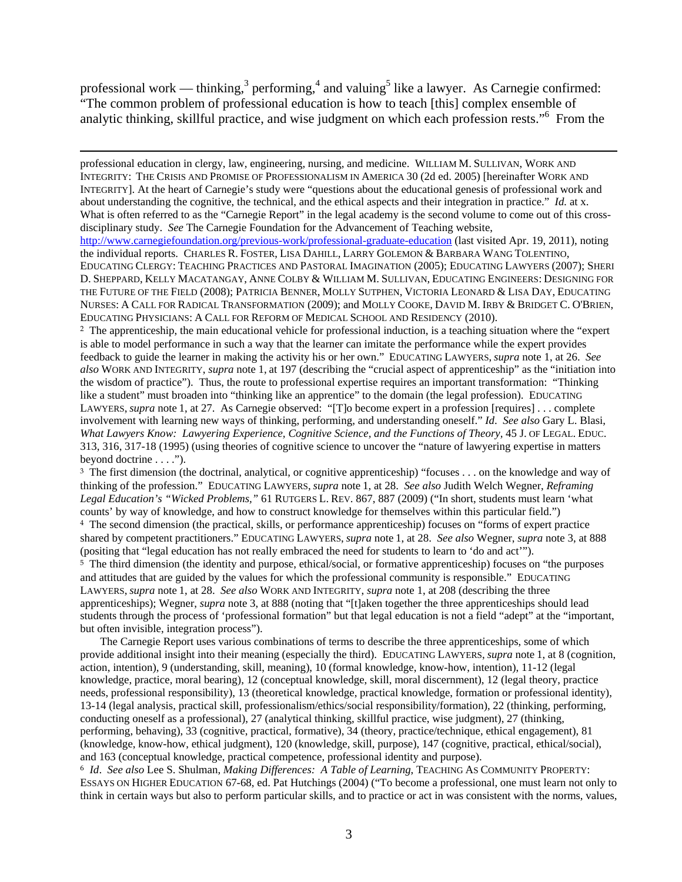professional work — thinking,[3] performing,[4] and valuing[5] like a lawyer. As Carnegie confirmed: "The common problem of professional education is how to teach [this] complex ensemble of analytic thinking, skillful practice, and wise judgment on which each profession rests."[6] From the

---

professional education in clergy, law, engineering, nursing, and medicine. WILLIAM M. SULLIVAN, WORK AND INTEGRITY: THE CRISIS AND PROMISE OF PROFESSIONALISM IN AMERICA 30 (2d ed. 2005) [hereinafter WORK AND INTEGRITY]. At the heart of Carnegie's study were "questions about the educational genesis of professional work and about understanding the cognitive, the technical, and the ethical aspects and their integration in practice." *Id.* at x. What is often referred to as the "Carnegie Report" in the legal academy is the second volume to come out of this cross-disciplinary study. *See* The Carnegie Foundation for the Advancement of Teaching website, http://www.carnegiefoundation.org/previous-work/professional-graduate-education (last visited Apr. 19, 2011), noting the individual reports. CHARLES R. FOSTER, LISA DAHILL, LARRY GOLEMON & BARBARA WANG TOLENTINO, EDUCATING CLERGY: TEACHING PRACTICES AND PASTORAL IMAGINATION (2005); EDUCATING LAWYERS (2007); SHERI D. SHEPPARD, KELLY MACATANGAY, ANNE COLBY & WILLIAM M. SULLIVAN, EDUCATING ENGINEERS: DESIGNING FOR THE FUTURE OF THE FIELD (2008); PATRICIA BENNER, MOLLY SUTPHEN, VICTORIA LEONARD & LISA DAY, EDUCATING NURSES: A CALL FOR RADICAL TRANSFORMATION (2009); and MOLLY COOKE, DAVID M. IRBY & BRIDGET C. O'BRIEN, EDUCATING PHYSICIANS: A CALL FOR REFORM OF MEDICAL SCHOOL AND RESIDENCY (2010).

[2] The apprenticeship, the main educational vehicle for professional induction, is a teaching situation where the "expert is able to model performance in such a way that the learner can imitate the performance while the expert provides feedback to guide the learner in making the activity his or her own." EDUCATING LAWYERS, *supra* note 1, at 26. *See also* WORK AND INTEGRITY, *supra* note 1, at 197 (describing the "crucial aspect of apprenticeship" as the "initiation into the wisdom of practice"). Thus, the route to professional expertise requires an important transformation: "Thinking like a student" must broaden into "thinking like an apprentice" to the domain (the legal profession). EDUCATING LAWYERS, *supra* note 1, at 27. As Carnegie observed: "[T]o become expert in a profession [requires] . . . complete involvement with learning new ways of thinking, performing, and understanding oneself." *Id*. *See also* Gary L. Blasi, *What Lawyers Know: Lawyering Experience, Cognitive Science, and the Functions of Theory*, 45 J. OF LEGAL. EDUC. 313, 316, 317-18 (1995) (using theories of cognitive science to uncover the "nature of lawyering expertise in matters beyond doctrine . . . .").

[3] The first dimension (the doctrinal, analytical, or cognitive apprenticeship) "focuses . . . on the knowledge and way of thinking of the profession." EDUCATING LAWYERS, *supra* note 1, at 28. *See also* Judith Welch Wegner, *Reframing Legal Education's "Wicked Problems,"* 61 RUTGERS L. REV. 867, 887 (2009) ("In short, students must learn 'what counts' by way of knowledge, and how to construct knowledge for themselves within this particular field.")

[4] The second dimension (the practical, skills, or performance apprenticeship) focuses on "forms of expert practice shared by competent practitioners." EDUCATING LAWYERS, *supra* note 1, at 28. *See also* Wegner, *supra* note 3, at 888 (positing that "legal education has not really embraced the need for students to learn to 'do and act'").

[5] The third dimension (the identity and purpose, ethical/social, or formative apprenticeship) focuses on "the purposes and attitudes that are guided by the values for which the professional community is responsible." EDUCATING LAWYERS, *supra* note 1, at 28. *See also* WORK AND INTEGRITY, *supra* note 1, at 208 (describing the three apprenticeships); Wegner, *supra* note 3, at 888 (noting that "[t]aken together the three apprenticeships should lead students through the process of 'professional formation" but that legal education is not a field "adept" at the "important, but often invisible, integration process").

The Carnegie Report uses various combinations of terms to describe the three apprenticeships, some of which provide additional insight into their meaning (especially the third). EDUCATING LAWYERS, *supra* note 1, at 8 (cognition, action, intention), 9 (understanding, skill, meaning), 10 (formal knowledge, know-how, intention), 11-12 (legal knowledge, practice, moral bearing), 12 (conceptual knowledge, skill, moral discernment), 12 (legal theory, practice needs, professional responsibility), 13 (theoretical knowledge, practical knowledge, formation or professional identity), 13-14 (legal analysis, practical skill, professionalism/ethics/social responsibility/formation), 22 (thinking, performing, conducting oneself as a professional), 27 (analytical thinking, skillful practice, wise judgment), 27 (thinking, performing, behaving), 33 (cognitive, practical, formative), 34 (theory, practice/technique, ethical engagement), 81 (knowledge, know-how, ethical judgment), 120 (knowledge, skill, purpose), 147 (cognitive, practical, ethical/social), and 163 (conceptual knowledge, practical competence, professional identity and purpose).

[6] *Id*. *See also* Lee S. Shulman, *Making Differences: A Table of Learning*, TEACHING AS COMMUNITY PROPERTY: ESSAYS ON HIGHER EDUCATION 67-68, ed. Pat Hutchings (2004) ("To become a professional, one must learn not only to think in certain ways but also to perform particular skills, and to practice or act in was consistent with the norms, values,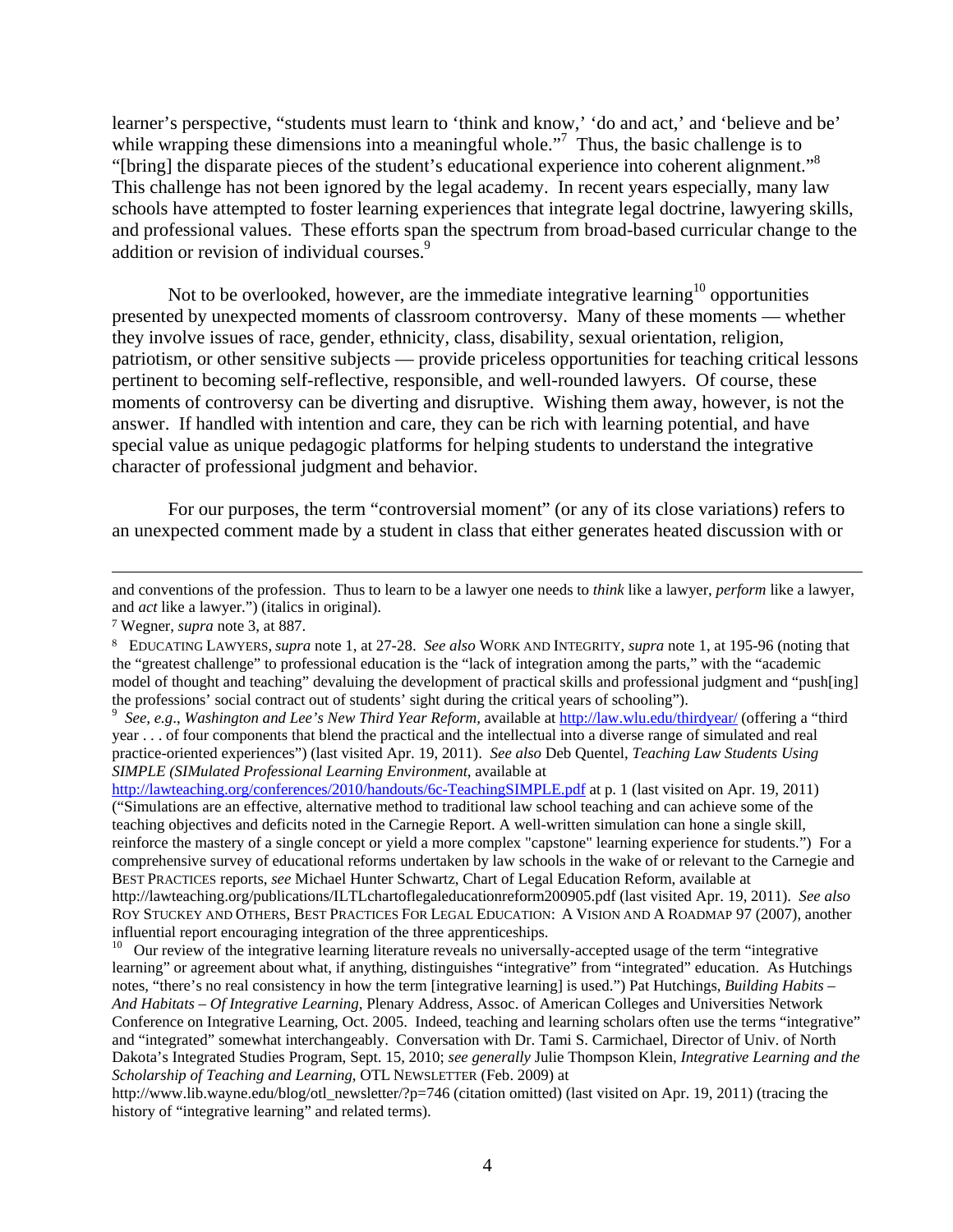learner's perspective, "students must learn to 'think and know,' 'do and act,' and 'believe and be' while wrapping these dimensions into a meaningful whole."[7] Thus, the basic challenge is to "[bring] the disparate pieces of the student's educational experience into coherent alignment."[8] This challenge has not been ignored by the legal academy. In recent years especially, many law schools have attempted to foster learning experiences that integrate legal doctrine, lawyering skills, and professional values. These efforts span the spectrum from broad-based curricular change to the addition or revision of individual courses.[9]

Not to be overlooked, however, are the immediate integrative learning[10] opportunities presented by unexpected moments of classroom controversy. Many of these moments — whether they involve issues of race, gender, ethnicity, class, disability, sexual orientation, religion, patriotism, or other sensitive subjects — provide priceless opportunities for teaching critical lessons pertinent to becoming self-reflective, responsible, and well-rounded lawyers. Of course, these moments of controversy can be diverting and disruptive. Wishing them away, however, is not the answer. If handled with intention and care, they can be rich with learning potential, and have special value as unique pedagogic platforms for helping students to understand the integrative character of professional judgment and behavior.

For our purposes, the term "controversial moment" (or any of its close variations) refers to an unexpected comment made by a student in class that either generates heated discussion with or

---

and conventions of the profession. Thus to learn to be a lawyer one needs to *think* like a lawyer, *perform* like a lawyer, and *act* like a lawyer.") (italics in original).

[7] Wegner, *supra* note 3, at 887.

[8] EDUCATING LAWYERS, *supra* note 1, at 27-28. *See also* WORK AND INTEGRITY, *supra* note 1, at 195-96 (noting that the "greatest challenge" to professional education is the "lack of integration among the parts," with the "academic model of thought and teaching" devaluing the development of practical skills and professional judgment and "push[ing] the professions' social contract out of students' sight during the critical years of schooling").

[9] *See, e.g*., *Washington and Lee's New Third Year Reform,* available at http://law.wlu.edu/thirdyear/ (offering a "third year . . . of four components that blend the practical and the intellectual into a diverse range of simulated and real practice-oriented experiences") (last visited Apr. 19, 2011). *See also* Deb Quentel, *Teaching Law Students Using SIMPLE (SIMulated Professional Learning Environment*, available at http://lawteaching.org/conferences/2010/handouts/6c-TeachingSIMPLE.pdf at p. 1 (last visited on Apr. 19, 2011) ("Simulations are an effective, alternative method to traditional law school teaching and can achieve some of the teaching objectives and deficits noted in the Carnegie Report. A well-written simulation can hone a single skill, reinforce the mastery of a single concept or yield a more complex "capstone" learning experience for students.") For a comprehensive survey of educational reforms undertaken by law schools in the wake of or relevant to the Carnegie and BEST PRACTICES reports, *see* Michael Hunter Schwartz, Chart of Legal Education Reform, available at http://lawteaching.org/publications/ILTLchartoflegaleducationreform200905.pdf (last visited Apr. 19, 2011). *See also* ROY STUCKEY AND OTHERS, BEST PRACTICES FOR LEGAL EDUCATION: A VISION AND A ROADMAP 97 (2007), another influential report encouraging integration of the three apprenticeships.

[10] Our review of the integrative learning literature reveals no universally-accepted usage of the term "integrative learning" or agreement about what, if anything, distinguishes "integrative" from "integrated" education. As Hutchings notes, "there's no real consistency in how the term [integrative learning] is used.") Pat Hutchings, *Building Habits – And Habitats – Of Integrative Learning*, Plenary Address, Assoc. of American Colleges and Universities Network Conference on Integrative Learning, Oct. 2005. Indeed, teaching and learning scholars often use the terms "integrative" and "integrated" somewhat interchangeably. Conversation with Dr. Tami S. Carmichael, Director of Univ. of North Dakota's Integrated Studies Program, Sept. 15, 2010; *see generally* Julie Thompson Klein, *Integrative Learning and the Scholarship of Teaching and Learning*, OTL NEWSLETTER (Feb. 2009) at http://www.lib.wayne.edu/blog/otl_newsletter/?p=746 (citation omitted) (last visited on Apr. 19, 2011) (tracing the history of "integrative learning" and related terms).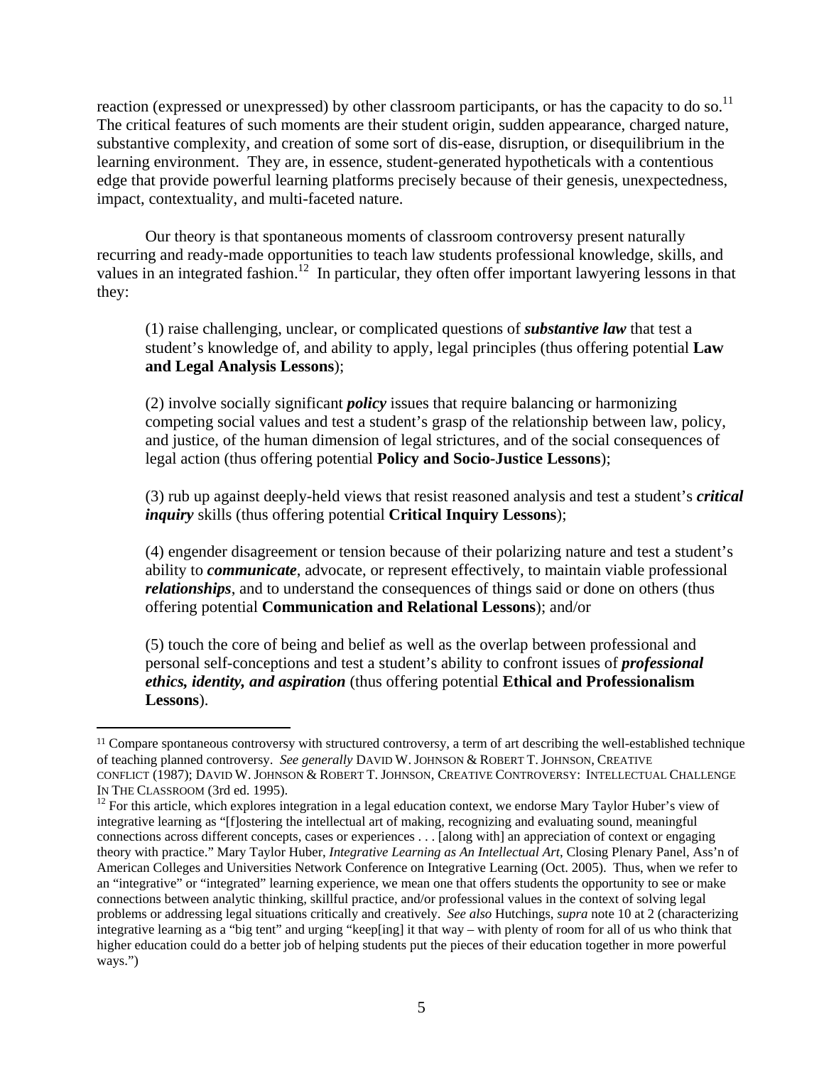reaction (expressed or unexpressed) by other classroom participants, or has the capacity to do so.[11] The critical features of such moments are their student origin, sudden appearance, charged nature, substantive complexity, and creation of some sort of dis-ease, disruption, or disequilibrium in the learning environment. They are, in essence, student-generated hypotheticals with a contentious edge that provide powerful learning platforms precisely because of their genesis, unexpectedness, impact, contextuality, and multi-faceted nature.

Our theory is that spontaneous moments of classroom controversy present naturally recurring and ready-made opportunities to teach law students professional knowledge, skills, and values in an integrated fashion.[12] In particular, they often offer important lawyering lessons in that they:

> (1) raise challenging, unclear, or complicated questions of ***substantive law*** that test a student's knowledge of, and ability to apply, legal principles (thus offering potential **Law and Legal Analysis Lessons**);
>
> (2) involve socially significant ***policy*** issues that require balancing or harmonizing competing social values and test a student's grasp of the relationship between law, policy, and justice, of the human dimension of legal strictures, and of the social consequences of legal action (thus offering potential **Policy and Socio-Justice Lessons**);
>
> (3) rub up against deeply-held views that resist reasoned analysis and test a student's ***critical inquiry*** skills (thus offering potential **Critical Inquiry Lessons**);
>
> (4) engender disagreement or tension because of their polarizing nature and test a student's ability to ***communicate***, advocate, or represent effectively, to maintain viable professional ***relationships***, and to understand the consequences of things said or done on others (thus offering potential **Communication and Relational Lessons**); and/or
>
> (5) touch the core of being and belief as well as the overlap between professional and personal self-conceptions and test a student's ability to confront issues of ***professional ethics, identity, and aspiration*** (thus offering potential **Ethical and Professionalism Lessons**).

---

[11] Compare spontaneous controversy with structured controversy, a term of art describing the well-established technique of teaching planned controversy. *See generally* DAVID W. JOHNSON & ROBERT T. JOHNSON, CREATIVE CONFLICT (1987); DAVID W. JOHNSON & ROBERT T. JOHNSON, CREATIVE CONTROVERSY: INTELLECTUAL CHALLENGE IN THE CLASSROOM (3rd ed. 1995).

[12] For this article, which explores integration in a legal education context, we endorse Mary Taylor Huber's view of integrative learning as "[f]ostering the intellectual art of making, recognizing and evaluating sound, meaningful connections across different concepts, cases or experiences . . . [along with] an appreciation of context or engaging theory with practice." Mary Taylor Huber, *Integrative Learning as An Intellectual Art*, Closing Plenary Panel, Ass'n of American Colleges and Universities Network Conference on Integrative Learning (Oct. 2005). Thus, when we refer to an "integrative" or "integrated" learning experience, we mean one that offers students the opportunity to see or make connections between analytic thinking, skillful practice, and/or professional values in the context of solving legal problems or addressing legal situations critically and creatively. *See also* Hutchings, *supra* note 10 at 2 (characterizing integrative learning as a "big tent" and urging "keep[ing] it that way – with plenty of room for all of us who think that higher education could do a better job of helping students put the pieces of their education together in more powerful ways.")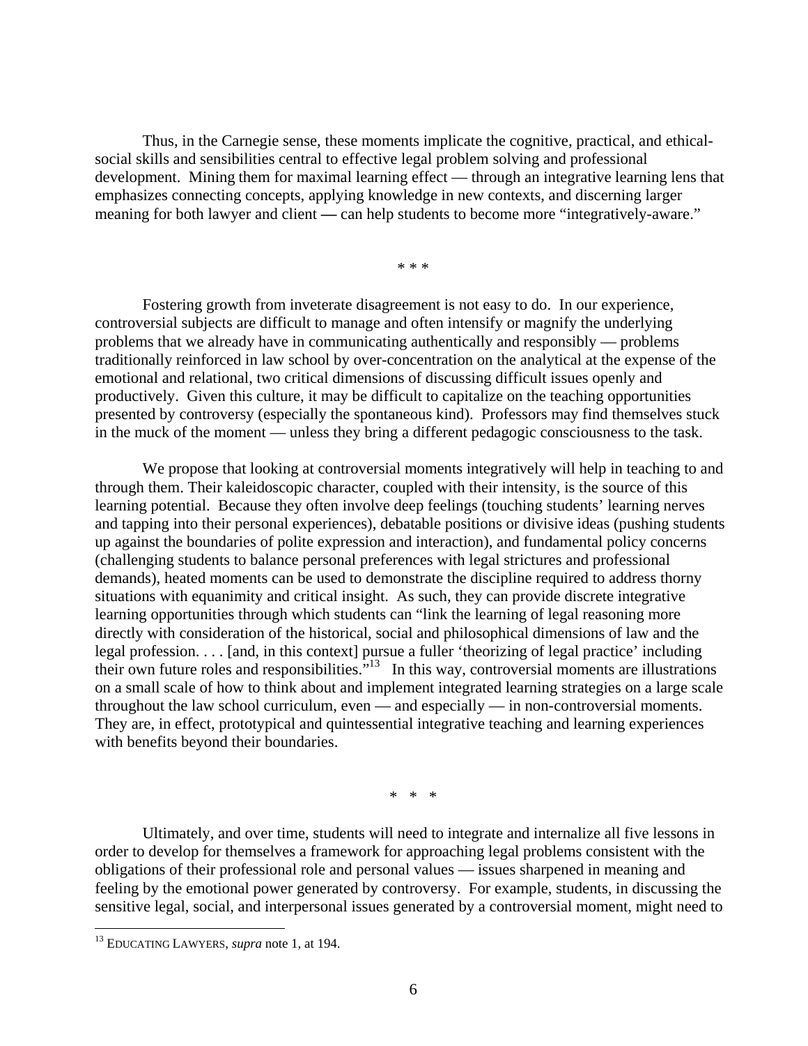Thus, in the Carnegie sense, these moments implicate the cognitive, practical, and ethical-social skills and sensibilities central to effective legal problem solving and professional development. Mining them for maximal learning effect — through an integrative learning lens that emphasizes connecting concepts, applying knowledge in new contexts, and discerning larger meaning for both lawyer and client — can help students to become more "integratively-aware."

\* \* \*

Fostering growth from inveterate disagreement is not easy to do. In our experience, controversial subjects are difficult to manage and often intensify or magnify the underlying problems that we already have in communicating authentically and responsibly — problems traditionally reinforced in law school by over-concentration on the analytical at the expense of the emotional and relational, two critical dimensions of discussing difficult issues openly and productively. Given this culture, it may be difficult to capitalize on the teaching opportunities presented by controversy (especially the spontaneous kind). Professors may find themselves stuck in the muck of the moment — unless they bring a different pedagogic consciousness to the task.

We propose that looking at controversial moments integratively will help in teaching to and through them. Their kaleidoscopic character, coupled with their intensity, is the source of this learning potential. Because they often involve deep feelings (touching students' learning nerves and tapping into their personal experiences), debatable positions or divisive ideas (pushing students up against the boundaries of polite expression and interaction), and fundamental policy concerns (challenging students to balance personal preferences with legal strictures and professional demands), heated moments can be used to demonstrate the discipline required to address thorny situations with equanimity and critical insight. As such, they can provide discrete integrative learning opportunities through which students can "link the learning of legal reasoning more directly with consideration of the historical, social and philosophical dimensions of law and the legal profession. . . . [and, in this context] pursue a fuller 'theorizing of legal practice' including their own future roles and responsibilities."[13] In this way, controversial moments are illustrations on a small scale of how to think about and implement integrated learning strategies on a large scale throughout the law school curriculum, even — and especially — in non-controversial moments. They are, in effect, prototypical and quintessential integrative teaching and learning experiences with benefits beyond their boundaries.

\* \* \*

Ultimately, and over time, students will need to integrate and internalize all five lessons in order to develop for themselves a framework for approaching legal problems consistent with the obligations of their professional role and personal values — issues sharpened in meaning and feeling by the emotional power generated by controversy. For example, students, in discussing the sensitive legal, social, and interpersonal issues generated by a controversial moment, might need to

---

[13] EDUCATING LAWYERS, *supra* note 1, at 194.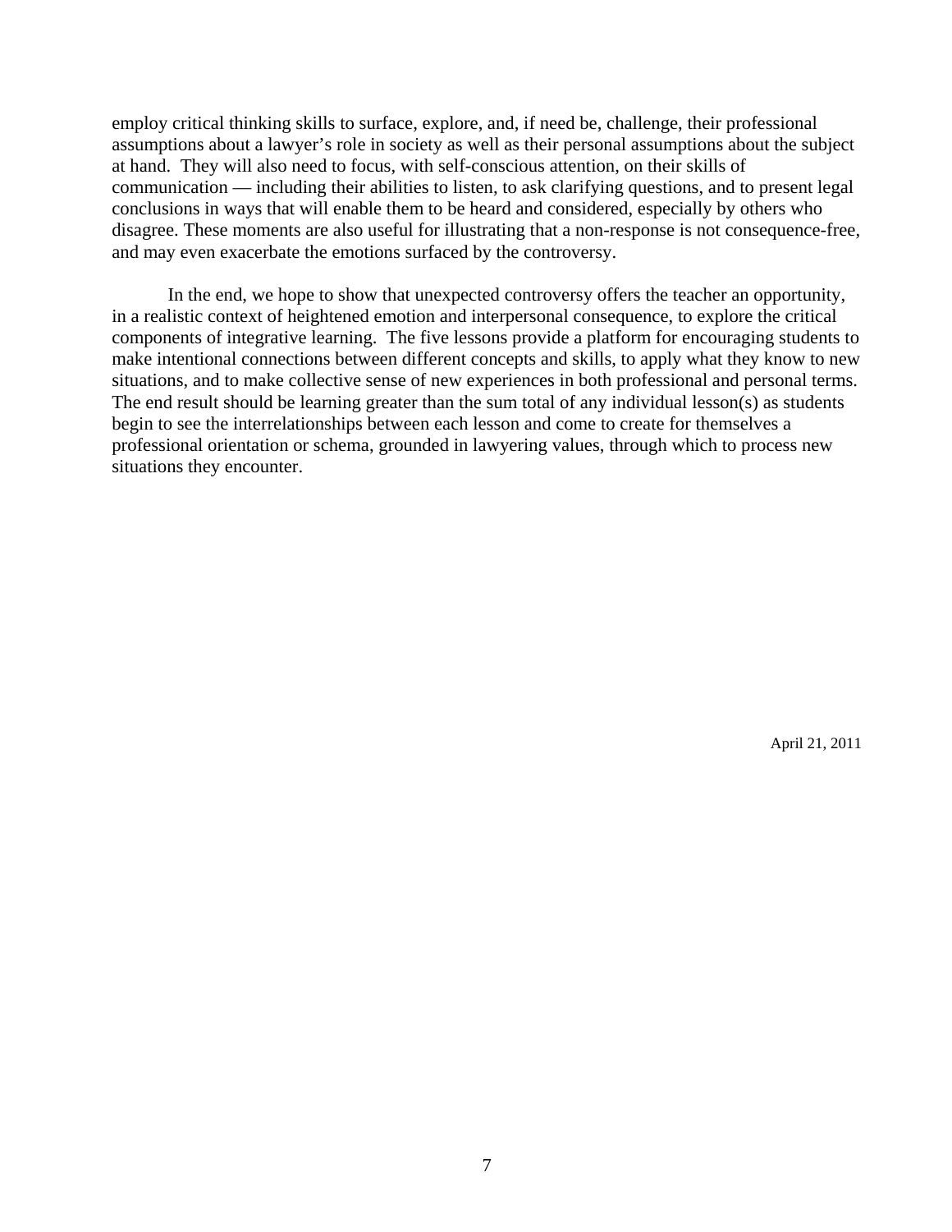employ critical thinking skills to surface, explore, and, if need be, challenge, their professional assumptions about a lawyer's role in society as well as their personal assumptions about the subject at hand. They will also need to focus, with self-conscious attention, on their skills of communication — including their abilities to listen, to ask clarifying questions, and to present legal conclusions in ways that will enable them to be heard and considered, especially by others who disagree. These moments are also useful for illustrating that a non-response is not consequence-free, and may even exacerbate the emotions surfaced by the controversy.

In the end, we hope to show that unexpected controversy offers the teacher an opportunity, in a realistic context of heightened emotion and interpersonal consequence, to explore the critical components of integrative learning. The five lessons provide a platform for encouraging students to make intentional connections between different concepts and skills, to apply what they know to new situations, and to make collective sense of new experiences in both professional and personal terms. The end result should be learning greater than the sum total of any individual lesson(s) as students begin to see the interrelationships between each lesson and come to create for themselves a professional orientation or schema, grounded in lawyering values, through which to process new situations they encounter.

April 21, 2011